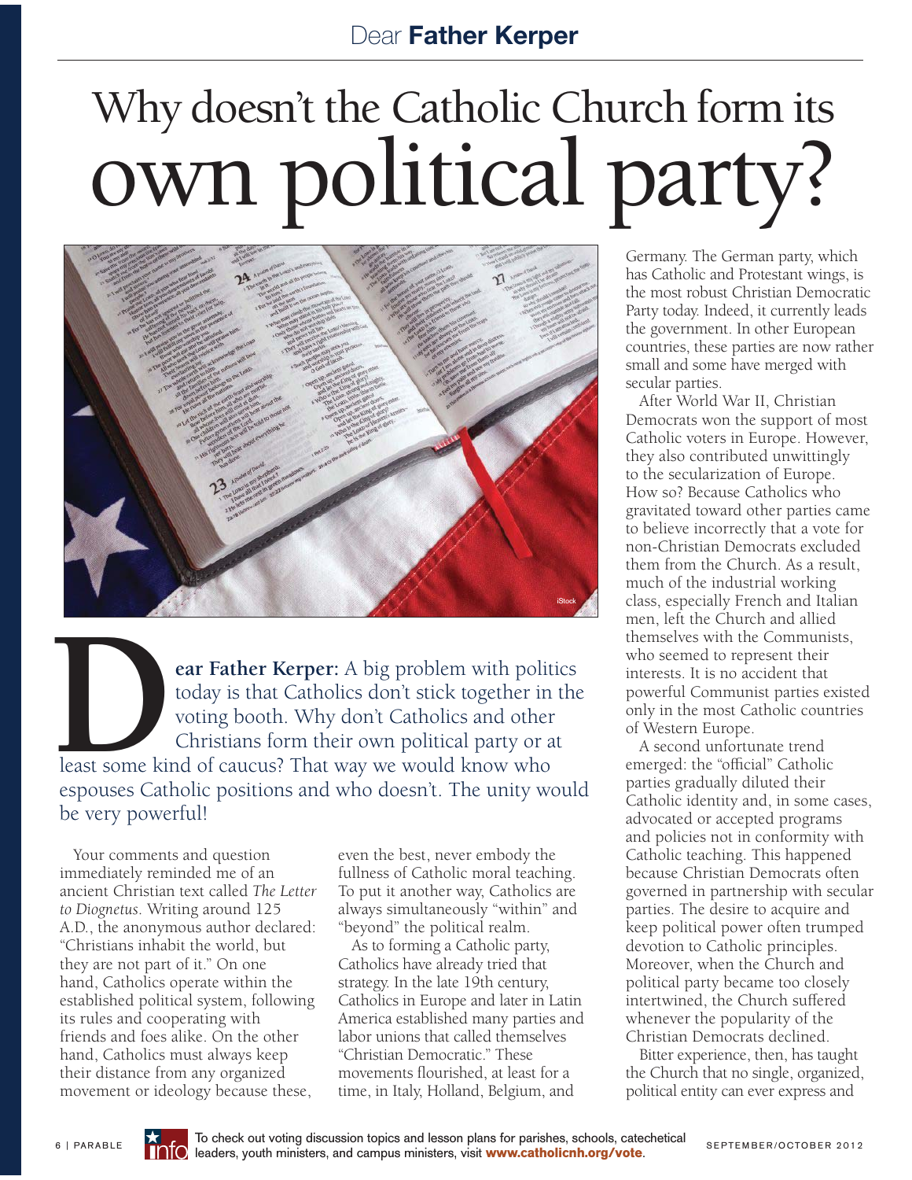Dear **Father Kerper**

# Why doesn't the Catholic Church form its own political party?

**Dear Father Kerper:** A big problem with politics today is that Catholics don't stick together in the voting booth. Why don't Catholics and other Christians form their own political party or at least some kind of caucus? That way we would know who espouses Catholic positions and who doesn't. The unity would be very powerful!

Your comments and question immediately reminded me of an ancient Christian text called *The Letter to Diognetus*. Writing around 125 A.D., the anonymous author declared: "Christians inhabit the world, but they are not part of it." On one hand, Catholics operate within the established political system, following its rules and cooperating with friends and foes alike. On the other hand, Catholics must always keep their distance from any organized movement or ideology because these, even the best, never embody the fullness of Catholic moral teaching. To put it another way, Catholics are always simultaneously "within" and "beyond" the political realm.

As to forming a Catholic party, Catholics have already tried that strategy. In the late 19th century, Catholics in Europe and later in Latin America established many parties and labor unions that called themselves "Christian Democratic." These movements flourished, at least for a time, in Italy, Holland, Belgium, and Germany. The German party, which has Catholic and Protestant wings, is the most robust Christian Democratic Party today. Indeed, it currently leads the government. In other European countries, these parties are now rather small and some have merged with secular parties.

After World War II, Christian Democrats won the support of most Catholic voters in Europe. However, they also contributed unwittingly to the secularization of Europe. How so? Because Catholics who gravitated toward other parties came to believe incorrectly that a vote for non-Christian Democrats excluded them from the Church. As a result, much of the industrial working class, especially French and Italian men, left the Church and allied themselves with the Communists, who seemed to represent their interests. It is no accident that powerful Communist parties existed only in the most Catholic countries of Western Europe.

A second unfortunate trend emerged: the "official" Catholic parties gradually diluted their Catholic identity and, in some cases, advocated or accepted programs and policies not in conformity with Catholic teaching. This happened because Christian Democrats often governed in partnership with secular parties. The desire to acquire and keep political power often trumped devotion to Catholic principles. Moreover, when the Church and political party became too closely intertwined, the Church suffered whenever the popularity of the Christian Democrats declined.

Bitter experience, then, has taught the Church that no single, organized, political entity can ever express and

To check out voting discussion topics and lesson plans for parishes, schools, catechetical leaders, youth ministers, and campus ministers, visit **www.catholicnh.org/vote**.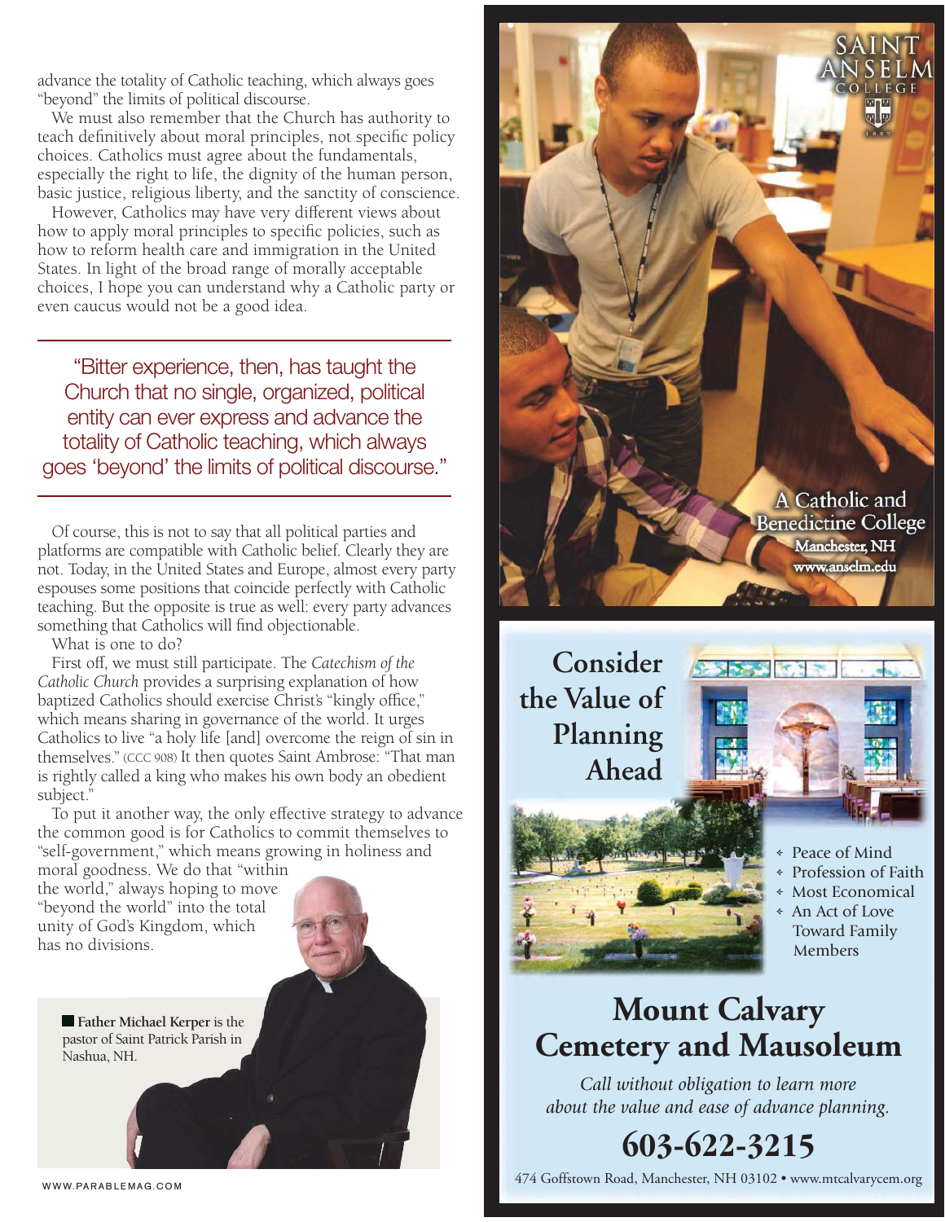advance the totality of Catholic teaching, which always goes "beyond" the limits of political discourse.

We must also remember that the Church has authority to teach definitively about moral principles, not specific policy choices. Catholics must agree about the fundamentals, especially the right to life, the dignity of the human person, basic justice, religious liberty, and the sanctity of conscience.

However, Catholics may have very different views about how to apply moral principles to specific policies, such as how to reform health care and immigration in the United States. In light of the broad range of morally acceptable choices, I hope you can understand why a Catholic party or even caucus would not be a good idea.

> "Bitter experience, then, has taught the Church that no single, organized, political entity can ever express and advance the totality of Catholic teaching, which always goes 'beyond' the limits of political discourse."

Of course, this is not to say that all political parties and platforms are compatible with Catholic belief. Clearly they are not. Today, in the United States and Europe, almost every party espouses some positions that coincide perfectly with Catholic teaching. But the opposite is true as well: every party advances something that Catholics will find objectionable.

What is one to do?

First off, we must still participate. The *Catechism of the Catholic Church* provides a surprising explanation of how baptized Catholics should exercise Christ's "kingly office," which means sharing in governance of the world. It urges Catholics to live "a holy life [and] overcome the reign of sin in themselves." (CCC 908) It then quotes Saint Ambrose: "That man is rightly called a king who makes his own body an obedient subject."

To put it another way, the only effective strategy to advance the common good is for Catholics to commit themselves to "self-government," which means growing in holiness and moral goodness. We do that "within the world," always hoping to move "beyond the world" into the total unity of God's Kingdom, which has no divisions.

**Father Michael Kerper** is the pastor of Saint Patrick Parish in Nashua, NH.

SAINT ANSELM COLLEGE

A Catholic and Benedictine College
Manchester, NH
www.anselm.edu

**Consider the Value of Planning Ahead**

- Peace of Mind
- Profession of Faith
- Most Economical
- An Act of Love Toward Family Members

## Mount Calvary Cemetery and Mausoleum

*Call without obligation to learn more about the value and ease of advance planning.*

**603-622-3215**

474 Goffstown Road, Manchester, NH 03102 • www.mtcalvarycem.org